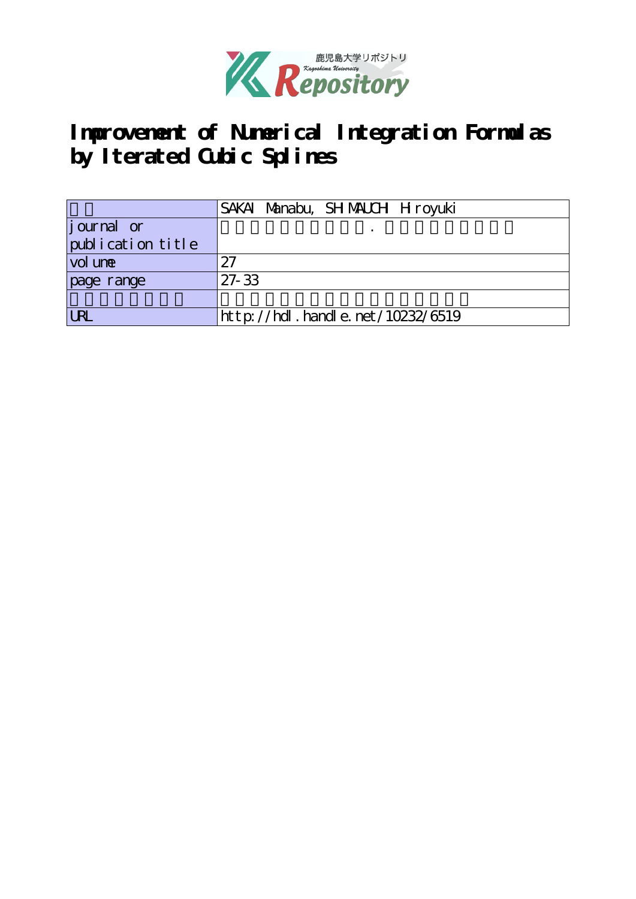# Improvement of Numerical Integration Formulas by Iterated Cubic Splines

| | SAKAI Manabu, SHIMAUCHI Hiroyuki |
|---|---|
| journal or publication title | |
| volume | 27 |
| page range | 27-33 |
| | |
| URL | http://hdl.handle.net/10232/6519 |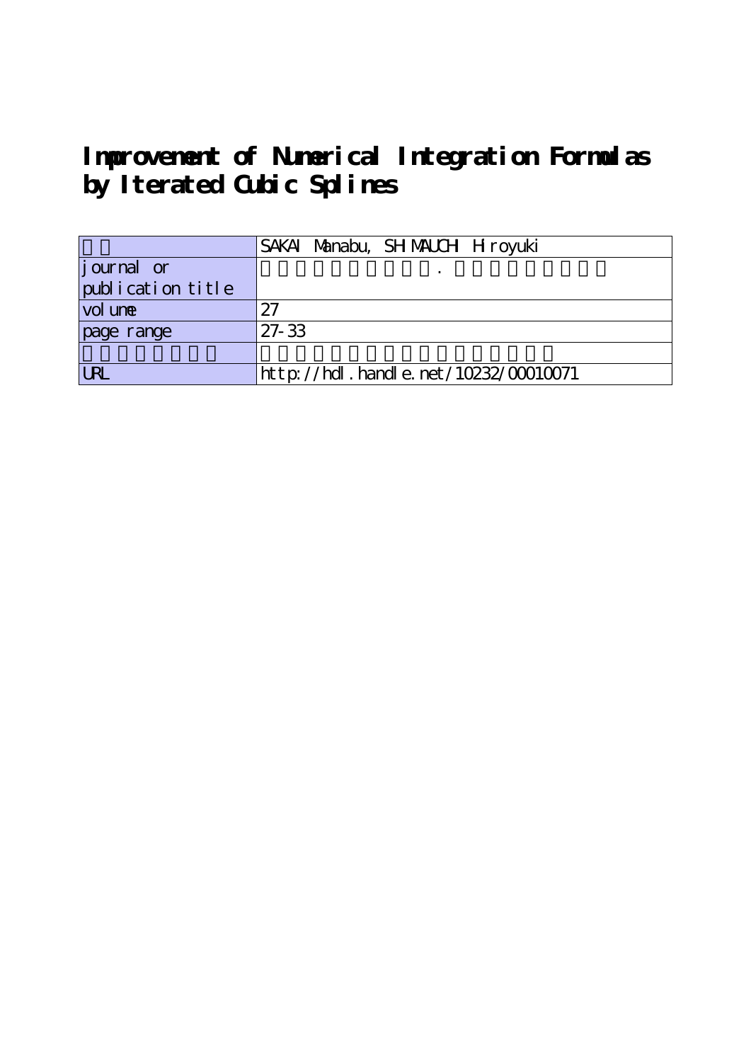# Improvement of Numerical Integration Formulas by Iterated Cubic Splines

| | SAKAI Manabu, SHIMAUCHI Hiroyuki |
|---|---|
| journal or publication title | . |
| volume | 27 |
| page range | 27-33 |
| | |
| URL | http://hdl.handle.net/10232/00010071 |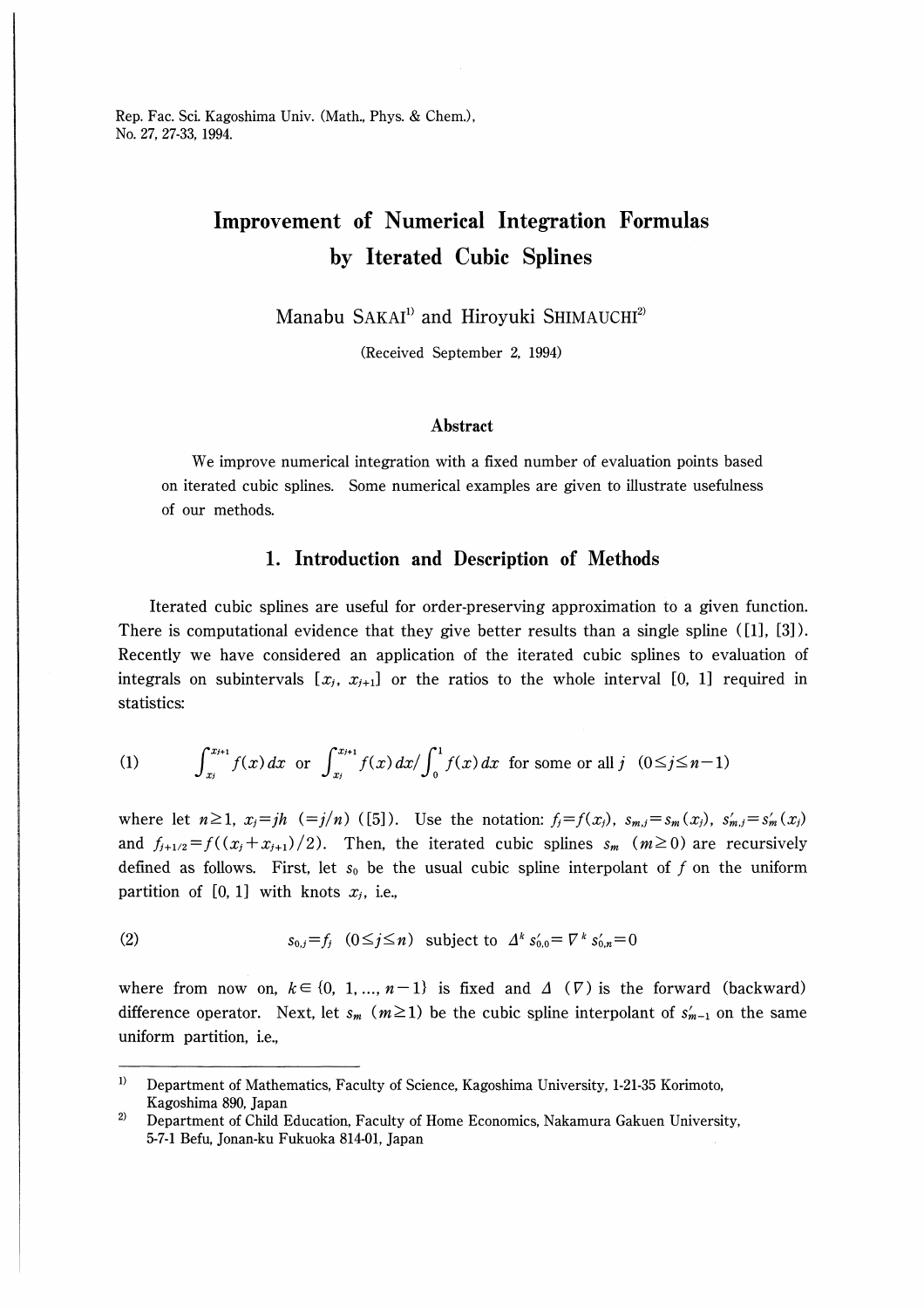Rep. Fac. Sci. Kagoshima Univ. (Math., Phys. & Chem.), No. 27, 27-33, 1994.

# Improvement of Numerical Integration Formulas by Iterated Cubic Splines

Manabu SAKAI[1] and Hiroyuki SHIMAUCHI[2]

(Received September 2, 1994)

## Abstract

We improve numerical integration with a fixed number of evaluation points based on iterated cubic splines. Some numerical examples are given to illustrate usefulness of our methods.

## 1. Introduction and Description of Methods

Iterated cubic splines are useful for order-preserving approximation to a given function. There is computational evidence that they give better results than a single spline ([1], [3]). Recently we have considered an application of the iterated cubic splines to evaluation of integrals on subintervals $[x_j, x_{j+1}]$ or the ratios to the whole interval $[0, 1]$ required in statistics:

$$(1) \qquad \int_{x_j}^{x_{j+1}} f(x)\,dx \text{ or } \int_{x_j}^{x_{j+1}} f(x)\,dx \Big/ \int_0^1 f(x)\,dx \text{ for some or all } j \quad (0 \leq j \leq n-1)$$

where let $n \geq 1$, $x_j = jh \ (=j/n)$ ([5]). Use the notation: $f_j = f(x_j)$, $s_{m,j} = s_m(x_j)$, $s'_{m,j} = s'_m(x_j)$ and $f_{j+1/2} = f((x_j + x_{j+1})/2)$. Then, the iterated cubic splines $s_m$ $(m \geq 0)$ are recursively defined as follows. First, let $s_0$ be the usual cubic spline interpolant of $f$ on the uniform partition of $[0, 1]$ with knots $x_j$, i.e.,

$$(2) \qquad s_{0,j} = f_j \quad (0 \leq j \leq n) \text{ subject to } \Delta^k s'_{0,0} = \nabla^k s'_{0,n} = 0$$

where from now on, $k \in \{0, 1, \ldots, n-1\}$ is fixed and $\Delta$ $(\nabla)$ is the forward (backward) difference operator. Next, let $s_m$ $(m \geq 1)$ be the cubic spline interpolant of $s'_{m-1}$ on the same uniform partition, i.e.,

---

1) Department of Mathematics, Faculty of Science, Kagoshima University, 1-21-35 Korimoto, Kagoshima 890, Japan

2) Department of Child Education, Faculty of Home Economics, Nakamura Gakuen University, 5-7-1 Befu, Jonan-ku Fukuoka 814-01, Japan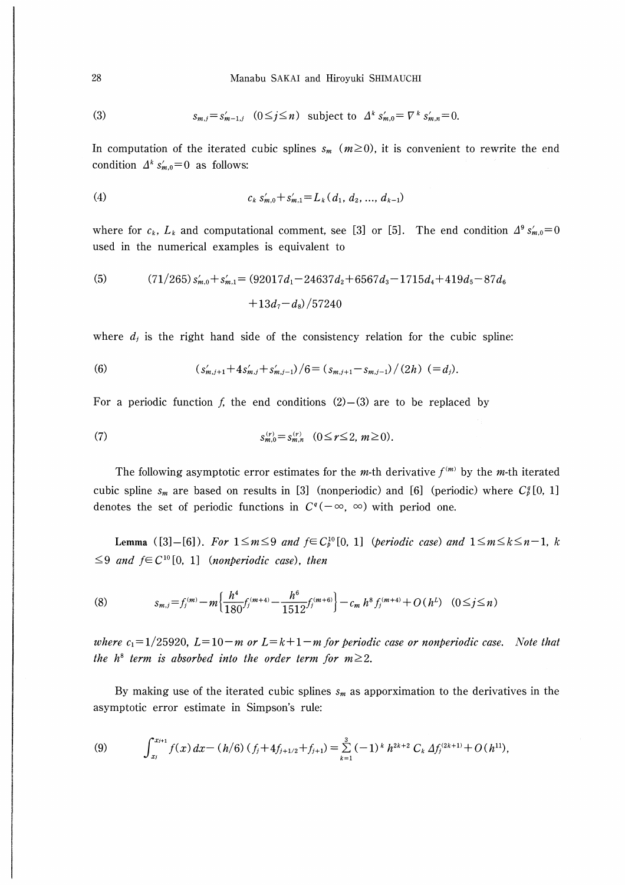(3) $$s_{m,j}=s'_{m-1,j}\quad (0\leq j\leq n)\ \text{ subject to }\ \Delta^k s'_{m,0}=\nabla^k s'_{m,n}=0.$$

In computation of the iterated cubic splines $s_m$ $(m\geq 0)$, it is convenient to rewrite the end condition $\Delta^k s'_{m,0}=0$ as follows:

(4) $$c_k\, s'_{m,0}+s'_{m,1}=L_k(d_1, d_2, \ldots, d_{k-1})$$

where for $c_k$, $L_k$ and computational comment, see [3] or [5]. The end condition $\Delta^9 s'_{m,0}=0$ used in the numerical examples is equivalent to

(5) $$(71/265)\,s'_{m,0}+s'_{m,1}=(92017d_1-24637d_2+6567d_3-1715d_4+419d_5-87d_6+13d_7-d_8)/57240$$

where $d_j$ is the right hand side of the consistency relation for the cubic spline:

(6) $$(s'_{m,j+1}+4s'_{m,j}+s'_{m,j-1})/6=(s_{m,j+1}-s_{m,j-1})/(2h)\ (=d_j).$$

For a periodic function $f$, the end conditions (2)–(3) are to be replaced by

(7) $$s^{(r)}_{m,0}=s^{(r)}_{m,n}\quad (0\leq r\leq 2,\ m\geq 0).$$

The following asymptotic error estimates for the $m$-th derivative $f^{(m)}$ by the $m$-th iterated cubic spline $s_m$ are based on results in [3] (nonperiodic) and [6] (periodic) where $C^q_p[0, 1]$ denotes the set of periodic functions in $C^q(-\infty, \infty)$ with period one.

**Lemma** ([3]–[6]). *For $1\leq m\leq 9$ and $f\in C^{10}_p[0, 1]$ (periodic case) and $1\leq m\leq k\leq n-1$, $k\leq 9$ and $f\in C^{10}[0, 1]$ (nonperiodic case), then*

(8) $$s_{m,j}=f^{(m)}_j-m\left\{\frac{h^4}{180}f^{(m+4)}_j-\frac{h^6}{1512}f^{(m+6)}_j\right\}-c_m\,h^8\,f^{(m+4)}_j+O(h^L)\quad (0\leq j\leq n)$$

*where $c_1=1/25920$, $L=10-m$ or $L=k+1-m$ for periodic case or nonperiodic case. Note that the $h^8$ term is absorbed into the order term for $m\geq 2$.*

By making use of the iterated cubic splines $s_m$ as apporximation to the derivatives in the asymptotic error estimate in Simpson's rule:

(9) $$\int_{x_j}^{x_{j+1}} f(x)\,dx-(h/6)(f_j+4f_{j+1/2}+f_{j+1})=\sum_{k=1}^{3}(-1)^k\,h^{2k+2}\,C_k\,\Delta f^{(2k+1)}_j+O(h^{11}),$$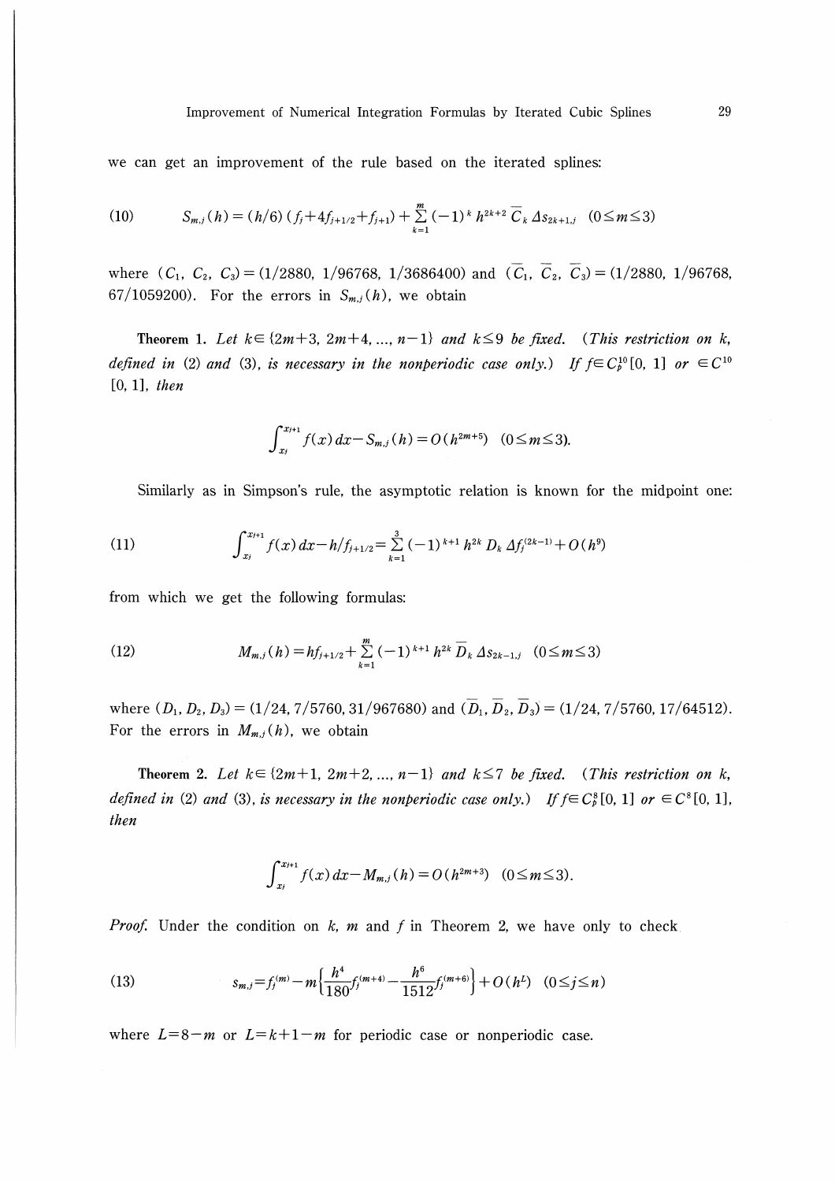we can get an improvement of the rule based on the iterated splines:

$$S_{m,j}(h)=(h/6)(f_j+4f_{j+1/2}+f_{j+1})+\sum_{k=1}^{m}(-1)^k h^{2k+2}\bar{C}_k\, \Delta s_{2k+1,j} \quad (0\leq m\leq 3) \tag{10}$$

where $(C_1,\ C_2,\ C_3)=(1/2880,\ 1/96768,\ 1/3686400)$ and $(\bar{C}_1,\ \bar{C}_2,\ \bar{C}_3)=(1/2880,\ 1/96768,\ 67/1059200)$. For the errors in $S_{m,j}(h)$, we obtain

**Theorem 1.** *Let $k\in\{2m+3,\ 2m+4, \ldots, n-1\}$ and $k\leq 9$ be fixed. (This restriction on $k$, defined in (2) and (3), is necessary in the nonperiodic case only.) If $f\in C_p^{10}[0,\ 1]$ or $\in C^{10}[0,\ 1]$, then*

$$\int_{x_j}^{x_{j+1}} f(x)\,dx - S_{m,j}(h)=O(h^{2m+5}) \quad (0\leq m\leq 3).$$

Similarly as in Simpson's rule, the asymptotic relation is known for the midpoint one:

$$\int_{x_j}^{x_{j+1}} f(x)\,dx - h/f_{j+1/2}=\sum_{k=1}^{3}(-1)^{k+1}h^{2k}D_k\,\Delta f_j^{(2k-1)}+O(h^9) \tag{11}$$

from which we get the following formulas:

$$M_{m,j}(h)=hf_{j+1/2}+\sum_{k=1}^{m}(-1)^{k+1}h^{2k}\bar{D}_k\,\Delta s_{2k-1,j} \quad (0\leq m\leq 3) \tag{12}$$

where $(D_1, D_2, D_3)=(1/24,\ 7/5760,\ 31/967680)$ and $(\bar{D}_1,\ \bar{D}_2,\ \bar{D}_3)=(1/24,\ 7/5760,\ 17/64512)$. For the errors in $M_{m,j}(h)$, we obtain

**Theorem 2.** *Let $k\in\{2m+1,\ 2m+2, \ldots, n-1\}$ and $k\leq 7$ be fixed. (This restriction on $k$, defined in (2) and (3), is necessary in the nonperiodic case only.) If $f\in C_p^8[0,\ 1]$ or $\in C^8[0,\ 1]$, then*

$$\int_{x_j}^{x_{j+1}} f(x)\,dx - M_{m,j}(h)=O(h^{2m+3}) \quad (0\leq m\leq 3).$$

*Proof.* Under the condition on $k$, $m$ and $f$ in Theorem 2, we have only to check

$$s_{m,j}=f_j^{(m)}-m\left\{\frac{h^4}{180}f_j^{(m+4)}-\frac{h^6}{1512}f_j^{(m+6)}\right\}+O(h^L) \quad (0\leq j\leq n) \tag{13}$$

where $L=8-m$ or $L=k+1-m$ for periodic case or nonperiodic case.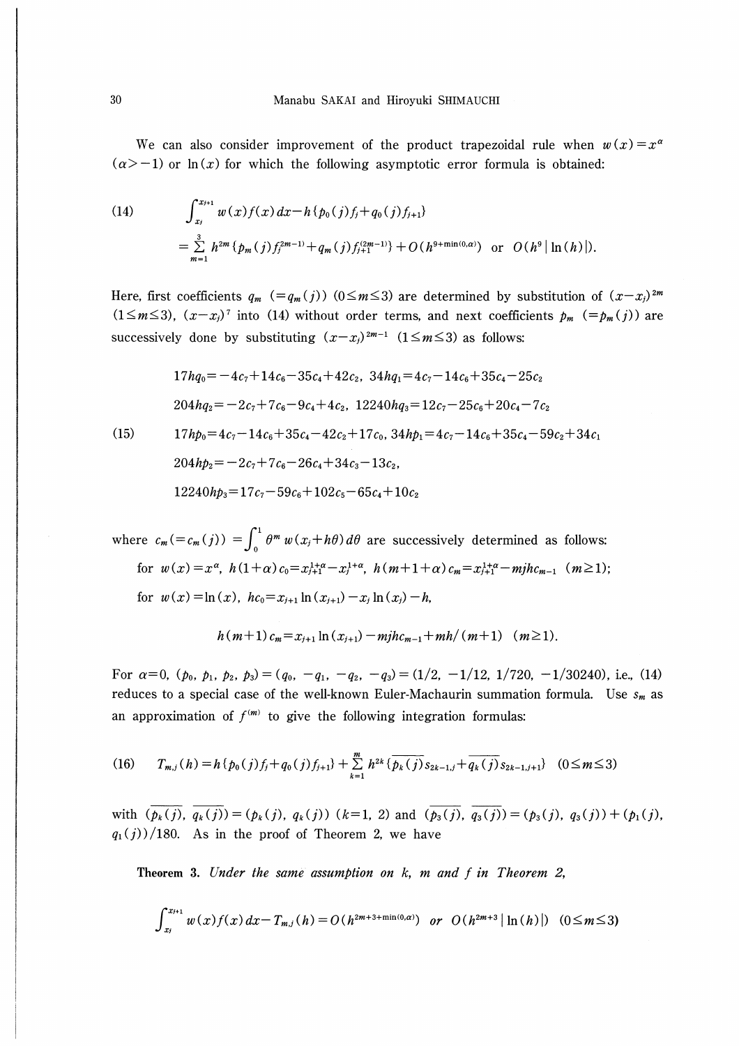We can also consider improvement of the product trapezoidal rule when $w(x)=x^{\alpha}$ $(\alpha>-1)$ or $\ln(x)$ for which the following asymptotic error formula is obtained:

$$
(14)\qquad \int_{x_j}^{x_{j+1}} w(x)f(x)\,dx - h\{p_0(j)f_j + q_0(j)f_{j+1}\}
$$
$$
= \sum_{m=1}^{3} h^{2m}\{p_m(j)f_j^{(2m-1)} + q_m(j)f_{j+1}^{(2m-1)}\} + O(h^{9+\min(0,\alpha)}) \ \text{ or } \ O(h^9|\ln(h)|).
$$

Here, first coefficients $q_m$ $(=q_m(j))$ $(0\leq m\leq 3)$ are determined by substitution of $(x-x_j)^{2m}$ $(1\leq m\leq 3)$, $(x-x_j)^7$ into (14) without order terms, and next coefficients $p_m$ $(=p_m(j))$ are successively done by substituting $(x-x_j)^{2m-1}$ $(1\leq m\leq 3)$ as follows:

$$
(15)\qquad
\begin{aligned}
&17hq_0 = -4c_7 + 14c_6 - 35c_4 + 42c_2,\ 34hq_1 = 4c_7 - 14c_6 + 35c_4 - 25c_2\\
&204hq_2 = -2c_7 + 7c_6 - 9c_4 + 4c_2,\ 12240hq_3 = 12c_7 - 25c_6 + 20c_4 - 7c_2\\
&17hp_0 = 4c_7 - 14c_6 + 35c_4 - 42c_2 + 17c_0,\ 34hp_1 = 4c_7 - 14c_6 + 35c_4 - 59c_2 + 34c_1\\
&204hp_2 = -2c_7 + 7c_6 - 26c_4 + 34c_3 - 13c_2,\\
&12240hp_3 = 17c_7 - 59c_6 + 102c_5 - 65c_4 + 10c_2
\end{aligned}
$$

where $c_m(=c_m(j)) = \int_0^1 \theta^m w(x_j+h\theta)\,d\theta$ are successively determined as follows:

for $w(x)=x^{\alpha}$, $h(1+\alpha)c_0 = x_{j+1}^{1+\alpha} - x_j^{1+\alpha}$, $h(m+1+\alpha)c_m = x_{j+1}^{1+\alpha} - mjhc_{m-1}$ $(m\geq 1)$;

for $w(x)=\ln(x)$, $hc_0 = x_{j+1}\ln(x_{j+1}) - x_j\ln(x_j) - h$,

$$
h(m+1)c_m = x_{j+1}\ln(x_{j+1}) - mjhc_{m-1} + mh/(m+1) \quad (m\geq 1).
$$

For $\alpha=0$, $(p_0, p_1, p_2, p_3) = (q_0, -q_1, -q_2, -q_3) = (1/2, -1/12, 1/720, -1/30240)$, i.e., (14) reduces to a special case of the well-known Euler-Machaurin summation formula. Use $s_m$ as an approximation of $f^{(m)}$ to give the following integration formulas:

$$
(16)\qquad T_{m,j}(h) = h\{p_0(j)f_j + q_0(j)f_{j+1}\} + \sum_{k=1}^{m} h^{2k}\{\overline{p_k(j)}s_{2k-1,j} + \overline{q_k(j)}s_{2k-1,j+1}\} \quad (0\leq m\leq 3)
$$

with $(\overline{p_k(j)}, \overline{q_k(j)}) = (p_k(j), q_k(j))$ $(k=1, 2)$ and $(\overline{p_3(j)}, \overline{q_3(j)}) = (p_3(j), q_3(j)) + (p_1(j), q_1(j))/180$. As in the proof of Theorem 2, we have

**Theorem 3.** *Under the same assumption on $k$, $m$ and $f$ in Theorem 2,*

$$
\int_{x_j}^{x_{j+1}} w(x)f(x)\,dx - T_{m,j}(h) = O(h^{2m+3+\min(0,\alpha)}) \ \textit{ or } \ O(h^{2m+3}|\ln(h)|) \quad (0\leq m\leq 3)
$$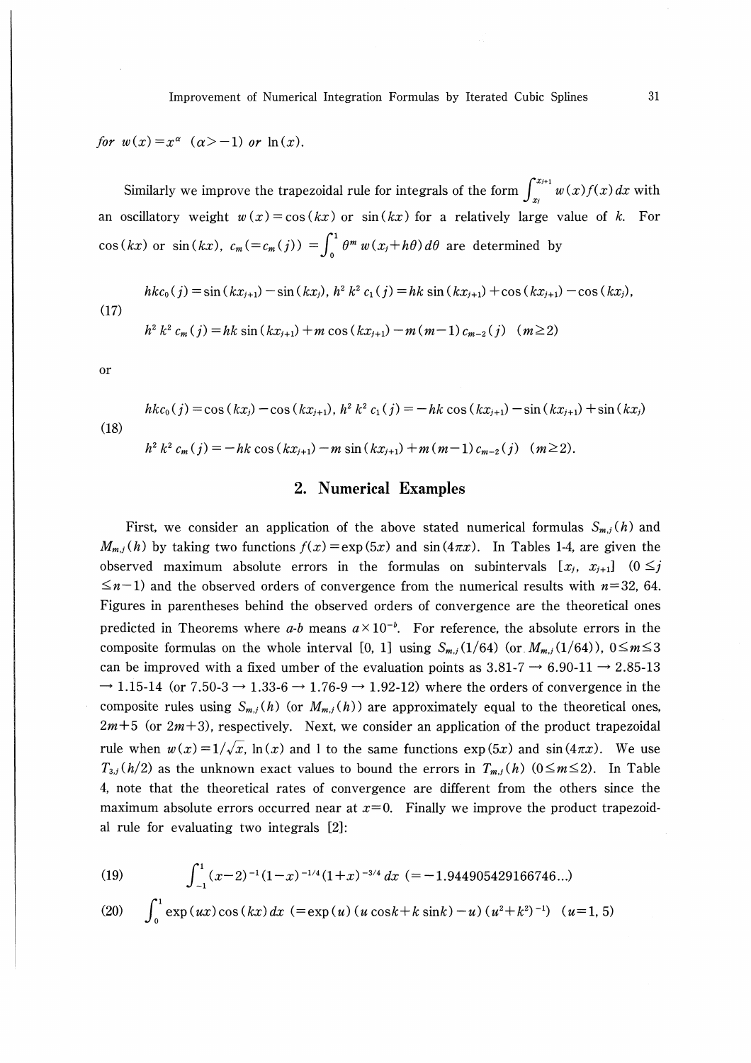*for* $w(x)=x^{\alpha}$ $(\alpha>-1)$ *or* $\ln(x)$.

Similarly we improve the trapezoidal rule for integrals of the form $\int_{x_j}^{x_{j+1}} w(x)f(x)\,dx$ with an oscillatory weight $w(x)=\cos(kx)$ or $\sin(kx)$ for a relatively large value of $k$. For $\cos(kx)$ or $\sin(kx)$, $c_m(=c_m(j))=\int_0^1 \theta^m w(x_j+h\theta)\,d\theta$ are determined by

$$
(17)\quad \begin{aligned} &hkc_0(j)=\sin(kx_{j+1})-\sin(kx_j),\ h^2k^2c_1(j)=hk\sin(kx_{j+1})+\cos(kx_{j+1})-\cos(kx_j),\\ &h^2k^2c_m(j)=hk\sin(kx_{j+1})+m\cos(kx_{j+1})-m(m-1)c_{m-2}(j)\quad(m\geq 2)\end{aligned}
$$

or

$$
(18)\quad \begin{aligned} &hkc_0(j)=\cos(kx_j)-\cos(kx_{j+1}),\ h^2k^2c_1(j)=-hk\cos(kx_{j+1})-\sin(kx_{j+1})+\sin(kx_j)\\ &h^2k^2c_m(j)=-hk\cos(kx_{j+1})-m\sin(kx_{j+1})+m(m-1)c_{m-2}(j)\quad(m\geq 2).\end{aligned}
$$

## 2. Numerical Examples

First, we consider an application of the above stated numerical formulas $S_{m,j}(h)$ and $M_{m,j}(h)$ by taking two functions $f(x)=\exp(5x)$ and $\sin(4\pi x)$. In Tables 1-4, are given the observed maximum absolute errors in the formulas on subintervals $[x_j,\ x_{j+1}]$ $(0\leq j\leq n-1)$ and the observed orders of convergence from the numerical results with $n=32$, $64$. Figures in parentheses behind the observed orders of convergence are the theoretical ones predicted in Theorems where *a-b* means $a\times 10^{-b}$. For reference, the absolute errors in the composite formulas on the whole interval $[0,\ 1]$ using $S_{m,j}(1/64)$ (or $M_{m,j}(1/64)$), $0\leq m\leq 3$ can be improved with a fixed umber of the evaluation points as 3.81-7 → 6.90-11 → 2.85-13 → 1.15-14 (or 7.50-3 → 1.33-6 → 1.76-9 → 1.92-12) where the orders of convergence in the composite rules using $S_{m,j}(h)$ (or $M_{m,j}(h)$) are approximately equal to the theoretical ones, $2m+5$ (or $2m+3$), respectively. Next, we consider an application of the product trapezoidal rule when $w(x)=1/\sqrt{x}$, $\ln(x)$ and 1 to the same functions $\exp(5x)$ and $\sin(4\pi x)$. We use $T_{3,j}(h/2)$ as the unknown exact values to bound the errors in $T_{m,j}(h)$ $(0\leq m\leq 2)$. In Table 4, note that the theoretical rates of convergence are different from the others since the maximum absolute errors occurred near at $x=0$. Finally we improve the product trapezoidal rule for evaluating two integrals [2]:

$$
(19)\quad \int_{-1}^{1}(x-2)^{-1}(1-x)^{-1/4}(1+x)^{-3/4}\,dx\ (=-1.944905429166746\ldots)
$$

$$
(20)\quad \int_0^1 \exp(ux)\cos(kx)\,dx\ (=\exp(u)(u\cos k+k\sin k)-u)(u^2+k^2)^{-1})\quad(u=1,\,5)
$$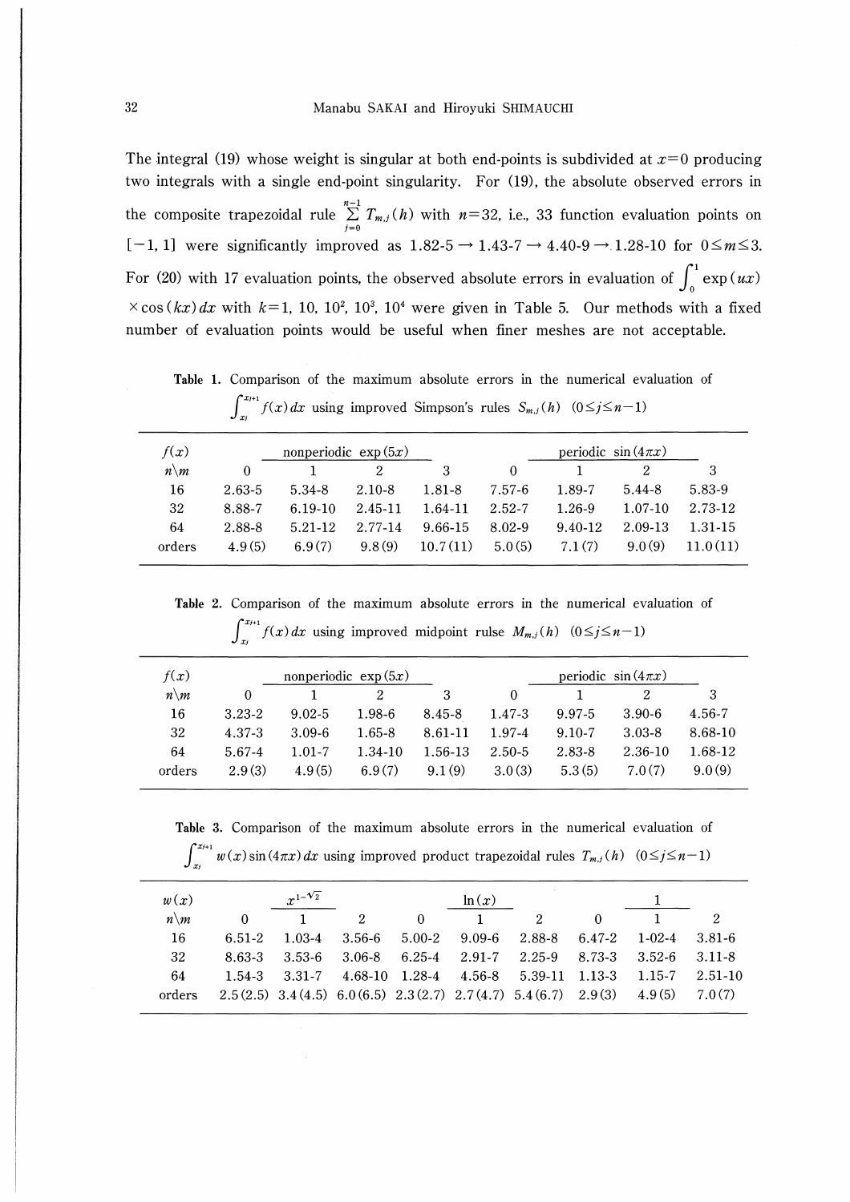The integral (19) whose weight is singular at both end-points is subdivided at $x=0$ producing two integrals with a single end-point singularity. For (19), the absolute observed errors in the composite trapezoidal rule $\sum_{j=0}^{n-1} T_{m,j}(h)$ with $n=32$, i.e., 33 function evaluation points on $[-1, 1]$ were significantly improved as 1.82-5 → 1.43-7 → 4.40-9 → 1.28-10 for $0 \le m \le 3$. For (20) with 17 evaluation points, the observed absolute errors in evaluation of $\int_0^1 \exp(ux) \times \cos(kx)\,dx$ with $k=1, 10, 10^2, 10^3, 10^4$ were given in Table 5. Our methods with a fixed number of evaluation points would be useful when finer meshes are not acceptable.

**Table 1.** Comparison of the maximum absolute errors in the numerical evaluation of $\int_{x_j}^{x_{j+1}} f(x)\,dx$ using improved Simpson's rules $S_{m,j}(h)$ $(0 \le j \le n-1)$

| $f(x)$ | nonperiodic $\exp(5x)$ | | | | periodic $\sin(4\pi x)$ | | | |
|---|---|---|---|---|---|---|---|---|
| $n \backslash m$ | 0 | 1 | 2 | 3 | 0 | 1 | 2 | 3 |
| 16 | 2.63-5 | 5.34-8 | 2.10-8 | 1.81-8 | 7.57-6 | 1.89-7 | 5.44-8 | 5.83-9 |
| 32 | 8.88-7 | 6.19-10 | 2.45-11 | 1.64-11 | 2.52-7 | 1.26-9 | 1.07-10 | 2.73-12 |
| 64 | 2.88-8 | 5.21-12 | 2.77-14 | 9.66-15 | 8.02-9 | 9.40-12 | 2.09-13 | 1.31-15 |
| orders | 4.9(5) | 6.9(7) | 9.8(9) | 10.7(11) | 5.0(5) | 7.1(7) | 9.0(9) | 11.0(11) |

**Table 2.** Comparison of the maximum absolute errors in the numerical evaluation of $\int_{x_j}^{x_{j+1}} f(x)\,dx$ using improved midpoint rulse $M_{m,j}(h)$ $(0 \le j \le n-1)$

| $f(x)$ | nonperiodic $\exp(5x)$ | | | | periodic $\sin(4\pi x)$ | | | |
|---|---|---|---|---|---|---|---|---|
| $n \backslash m$ | 0 | 1 | 2 | 3 | 0 | 1 | 2 | 3 |
| 16 | 3.23-2 | 9.02-5 | 1.98-6 | 8.45-8 | 1.47-3 | 9.97-5 | 3.90-6 | 4.56-7 |
| 32 | 4.37-3 | 3.09-6 | 1.65-8 | 8.61-11 | 1.97-4 | 9.10-7 | 3.03-8 | 8.68-10 |
| 64 | 5.67-4 | 1.01-7 | 1.34-10 | 1.56-13 | 2.50-5 | 2.83-8 | 2.36-10 | 1.68-12 |
| orders | 2.9(3) | 4.9(5) | 6.9(7) | 9.1(9) | 3.0(3) | 5.3(5) | 7.0(7) | 9.0(9) |

**Table 3.** Comparison of the maximum absolute errors in the numerical evaluation of $\int_{x_j}^{x_{j+1}} w(x)\sin(4\pi x)\,dx$ using improved product trapezoidal rules $T_{m,j}(h)$ $(0 \le j \le n-1)$

| $w(x)$ | $x^{1-\sqrt{2}}$ | | | $\ln(x)$ | | | 1 | | |
|---|---|---|---|---|---|---|---|---|---|
| $n \backslash m$ | 0 | 1 | 2 | 0 | 1 | 2 | 0 | 1 | 2 |
| 16 | 6.51-2 | 1.03-4 | 3.56-6 | 5.00-2 | 9.09-6 | 2.88-8 | 6.47-2 | 1-02-4 | 3.81-6 |
| 32 | 8.63-3 | 3.53-6 | 3.06-8 | 6.25-4 | 2.91-7 | 2.25-9 | 8.73-3 | 3.52-6 | 3.11-8 |
| 64 | 1.54-3 | 3.31-7 | 4.68-10 | 1.28-4 | 4.56-8 | 5.39-11 | 1.13-3 | 1.15-7 | 2.51-10 |
| orders | 2.5(2.5) | 3.4(4.5) | 6.0(6.5) | 2.3(2.7) | 2.7(4.7) | 5.4(6.7) | 2.9(3) | 4.9(5) | 7.0(7) |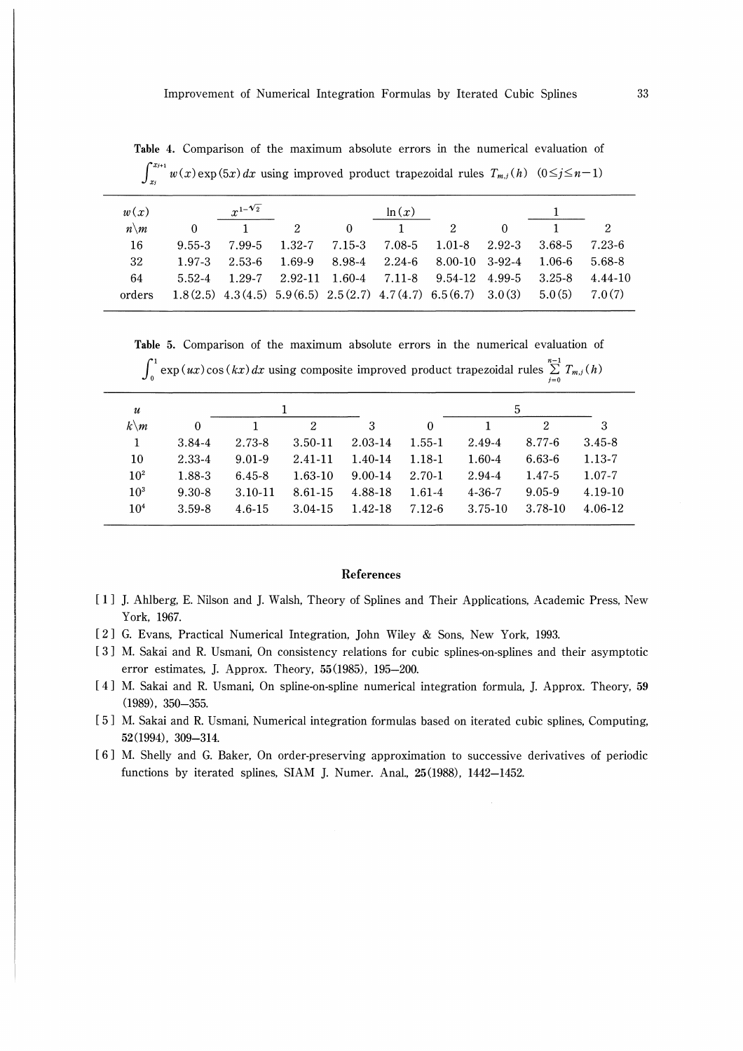**Table 4.** Comparison of the maximum absolute errors in the numerical evaluation of $\int_{x_j}^{x_{j+1}} w(x)\exp(5x)\,dx$ using improved product trapezoidal rules $T_{m,j}(h)$ $(0 \le j \le n-1)$

| $w(x)$ | | $x^{1-\sqrt{2}}$ | | | $\ln(x)$ | | | 1 | |
|---|---|---|---|---|---|---|---|---|---|
| $n \backslash m$ | 0 | 1 | 2 | 0 | 1 | 2 | 0 | 1 | 2 |
| 16 | 9.55-3 | 7.99-5 | 1.32-7 | 7.15-3 | 7.08-5 | 1.01-8 | 2.92-3 | 3.68-5 | 7.23-6 |
| 32 | 1.97-3 | 2.53-6 | 1.69-9 | 8.98-4 | 2.24-6 | 8.00-10 | 3-92-4 | 1.06-6 | 5.68-8 |
| 64 | 5.52-4 | 1.29-7 | 2.92-11 | 1.60-4 | 7.11-8 | 9.54-12 | 4.99-5 | 3.25-8 | 4.44-10 |
| orders | 1.8(2.5) | 4.3(4.5) | 5.9(6.5) | 2.5(2.7) | 4.7(4.7) | 6.5(6.7) | 3.0(3) | 5.0(5) | 7.0(7) |

**Table 5.** Comparison of the maximum absolute errors in the numerical evaluation of $\int_0^1 \exp(ux)\cos(kx)\,dx$ using composite improved product trapezoidal rules $\sum_{j=0}^{n-1} T_{m,j}(h)$

| $u$ | | 1 | | | | 5 | | |
|---|---|---|---|---|---|---|---|---|
| $k \backslash m$ | 0 | 1 | 2 | 3 | 0 | 1 | 2 | 3 |
| 1 | 3.84-4 | 2.73-8 | 3.50-11 | 2.03-14 | 1.55-1 | 2.49-4 | 8.77-6 | 3.45-8 |
| 10 | 2.33-4 | 9.01-9 | 2.41-11 | 1.40-14 | 1.18-1 | 1.60-4 | 6.63-6 | 1.13-7 |
| $10^2$ | 1.88-3 | 6.45-8 | 1.63-10 | 9.00-14 | 2.70-1 | 2.94-4 | 1.47-5 | 1.07-7 |
| $10^3$ | 9.30-8 | 3.10-11 | 8.61-15 | 4.88-18 | 1.61-4 | 4-36-7 | 9.05-9 | 4.19-10 |
| $10^4$ | 3.59-8 | 4.6-15 | 3.04-15 | 1.42-18 | 7.12-6 | 3.75-10 | 3.78-10 | 4.06-12 |

## References

[1] J. Ahlberg, E. Nilson and J. Walsh, Theory of Splines and Their Applications, Academic Press, New York, 1967.

[2] G. Evans, Practical Numerical Integration, John Wiley & Sons, New York, 1993.

[3] M. Sakai and R. Usmani, On consistency relations for cubic splines-on-splines and their asymptotic error estimates, J. Approx. Theory, **55**(1985), 195–200.

[4] M. Sakai and R. Usmani, On spline-on-spline numerical integration formula, J. Approx. Theory, **59** (1989), 350–355.

[5] M. Sakai and R. Usmani, Numerical integration formulas based on iterated cubic splines, Computing, **52**(1994), 309–314.

[6] M. Shelly and G. Baker, On order-preserving approximation to successive derivatives of periodic functions by iterated splines, SIAM J. Numer. Anal., **25**(1988), 1442–1452.